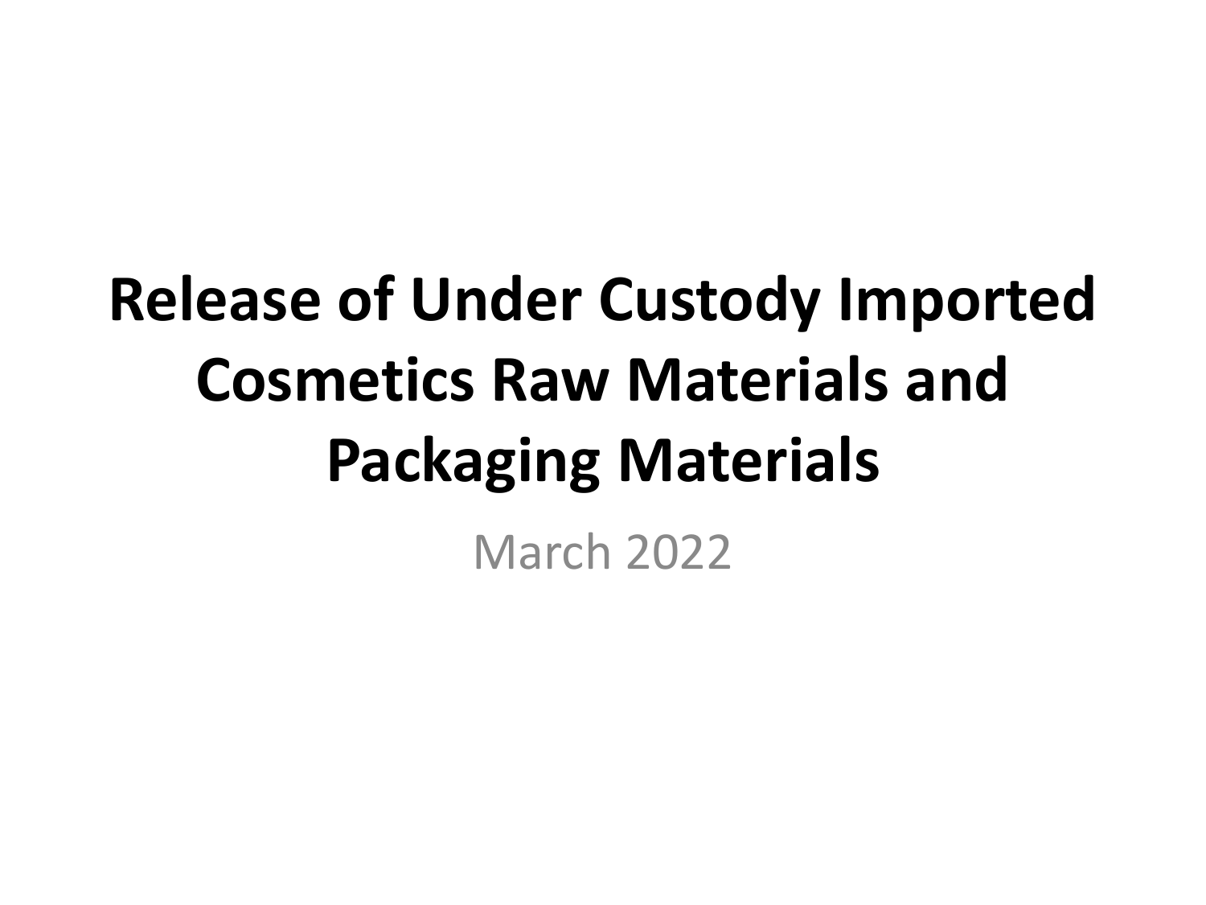# Release of Under Custody Imported Cosmetics Raw Materials and Packaging Materials

March 2022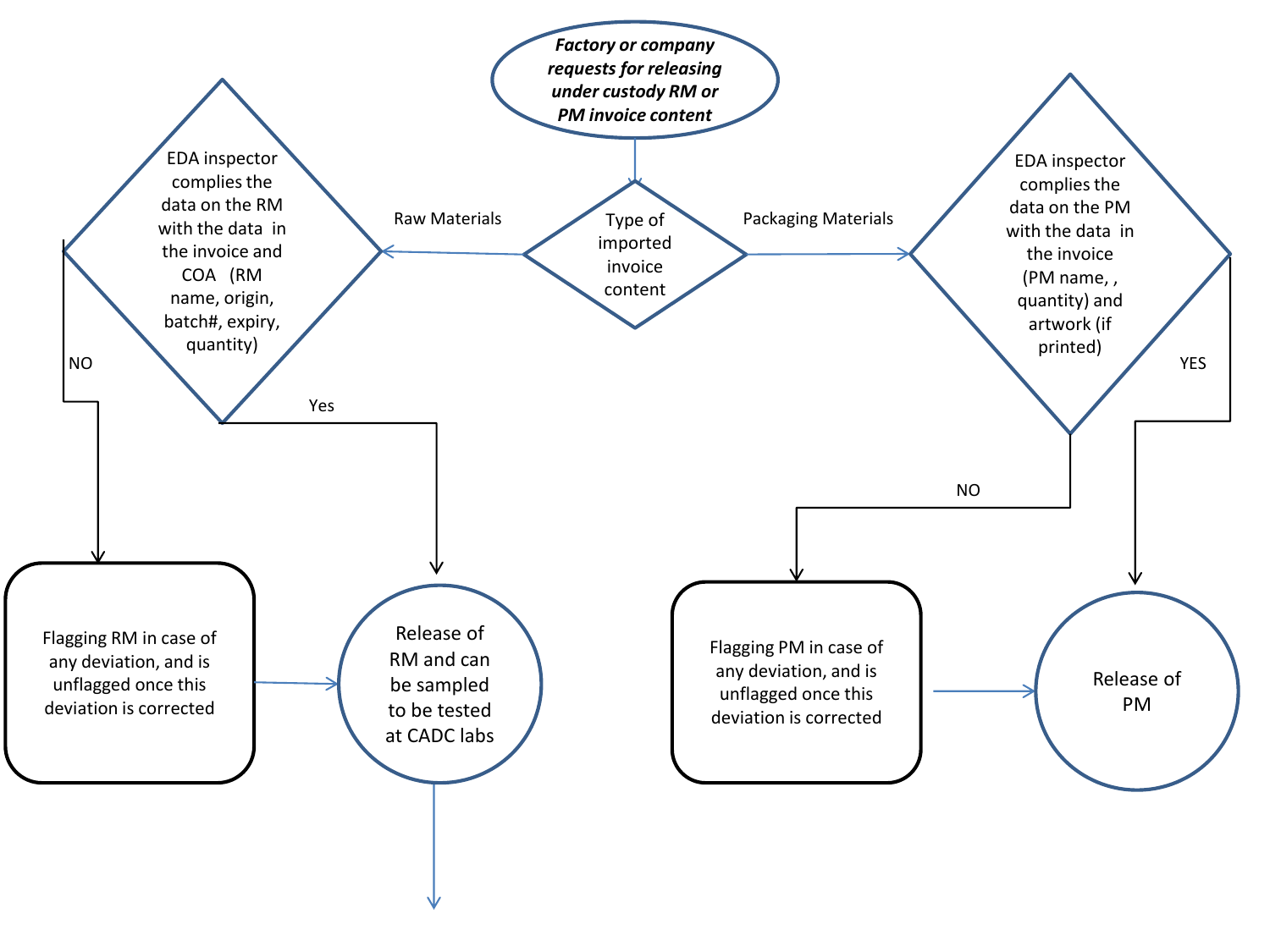***Factory or company requests for releasing under custody RM or PM invoice content***

Type of imported invoice content

Raw Materials

Packaging Materials

EDA inspector complies the data on the RM with the data in the invoice and COA (RM name, origin, batch#, expiry, quantity)

EDA inspector complies the data on the PM with the data in the invoice (PM name, , quantity) and artwork (if printed)

NO

Yes

NO

YES

Flagging RM in case of any deviation, and is unflagged once this deviation is corrected

Release of RM and can be sampled to be tested at CADC labs

Flagging PM in case of any deviation, and is unflagged once this deviation is corrected

Release of PM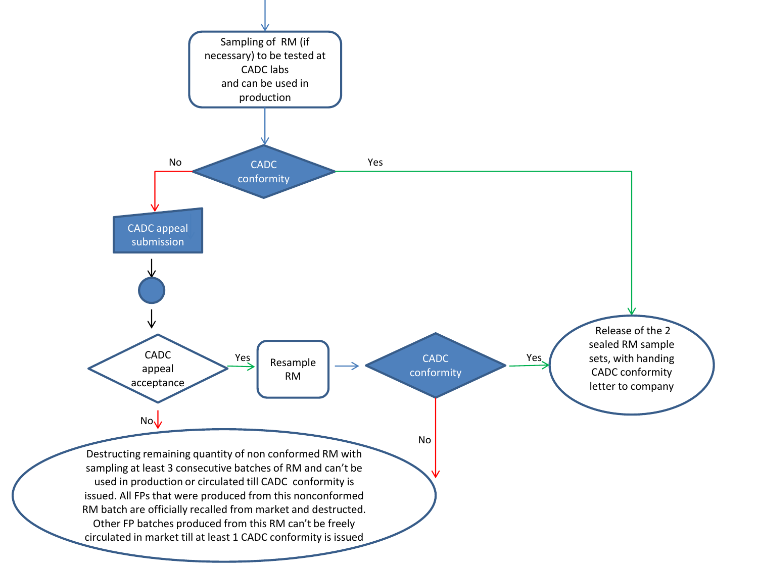Sampling of RM (if necessary) to be tested at CADC labs and can be used in production

CADC conformity

No

Yes

CADC appeal submission

CADC appeal acceptance

Yes

No

Resample RM

CADC conformity

Yes

No

Release of the 2 sealed RM sample sets, with handing CADC conformity letter to company

Destructing remaining quantity of non conformed RM with sampling at least 3 consecutive batches of RM and can't be used in production or circulated till CADC conformity is issued. All FPs that were produced from this nonconformed RM batch are officially recalled from market and destructed. Other FP batches produced from this RM can't be freely circulated in market till at least 1 CADC conformity is issued